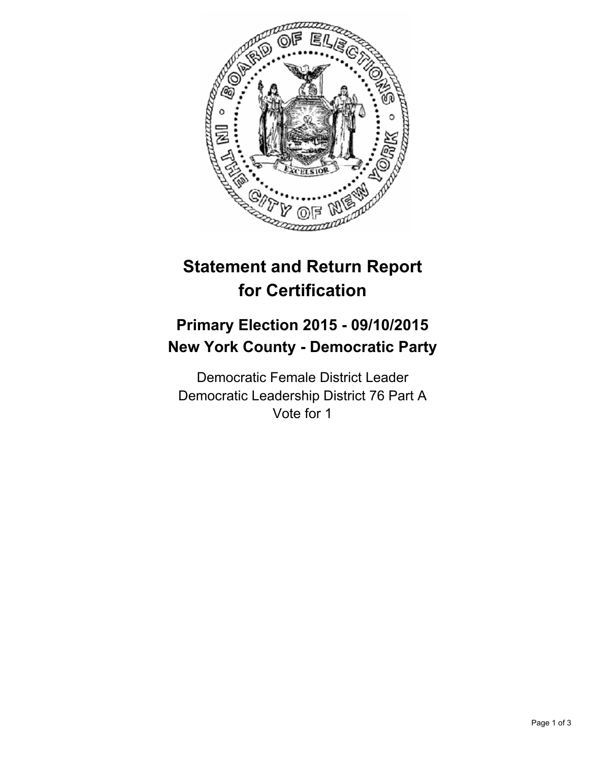# Statement and Return Report for Certification

## Primary Election 2015 - 09/10/2015
## New York County - Democratic Party

Democratic Female District Leader
Democratic Leadership District 76 Part A
Vote for 1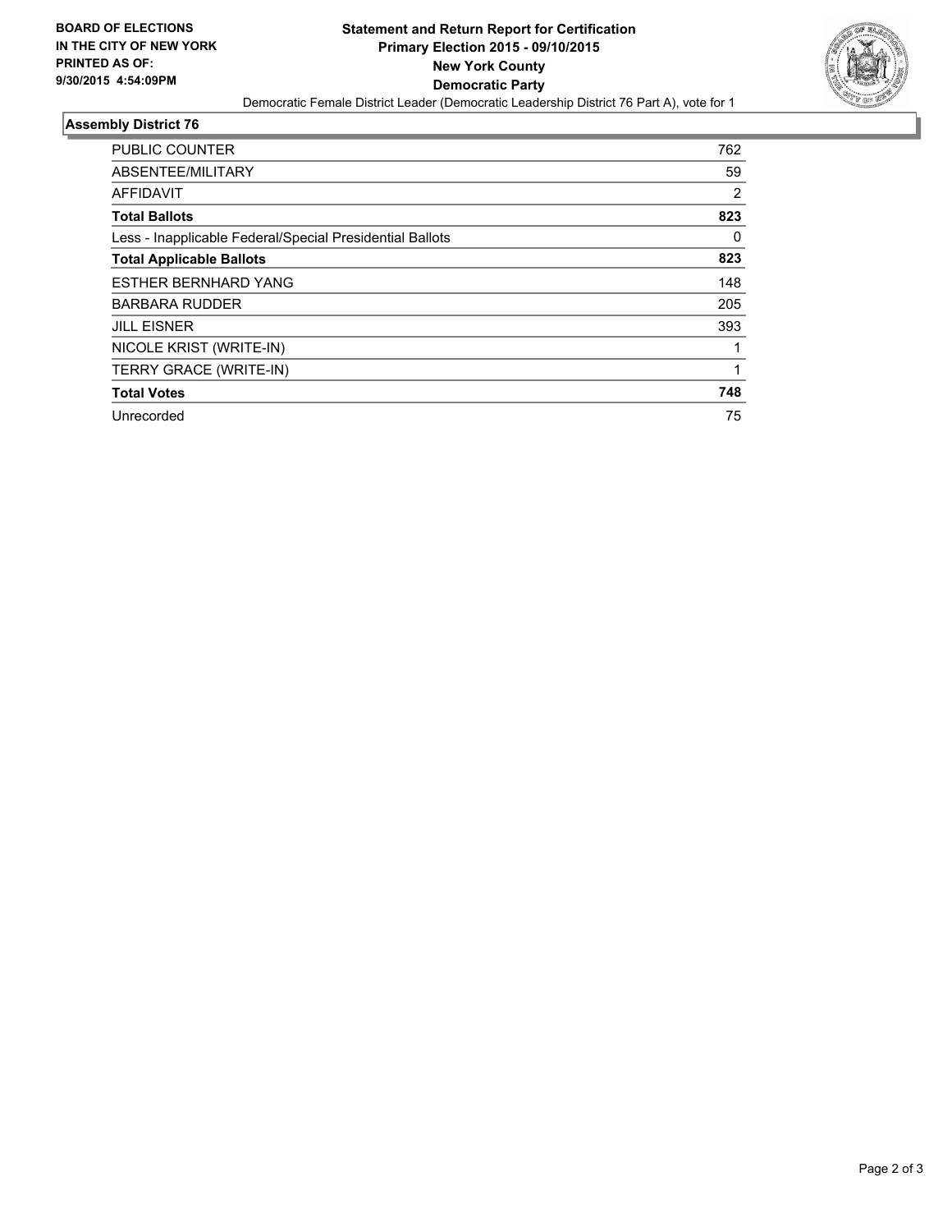**BOARD OF ELECTIONS**
**IN THE CITY OF NEW YORK**
**PRINTED AS OF:**
**9/30/2015 4:54:09PM**

# Statement and Return Report for Certification
## Primary Election 2015 - 09/10/2015
## New York County
## Democratic Party

Democratic Female District Leader (Democratic Leadership District 76 Part A), vote for 1

### Assembly District 76

| | |
|---|---|
| PUBLIC COUNTER | 762 |
| ABSENTEE/MILITARY | 59 |
| AFFIDAVIT | 2 |
| **Total Ballots** | **823** |
| Less - Inapplicable Federal/Special Presidential Ballots | 0 |
| **Total Applicable Ballots** | **823** |
| ESTHER BERNHARD YANG | 148 |
| BARBARA RUDDER | 205 |
| JILL EISNER | 393 |
| NICOLE KRIST (WRITE-IN) | 1 |
| TERRY GRACE (WRITE-IN) | 1 |
| **Total Votes** | **748** |
| Unrecorded | 75 |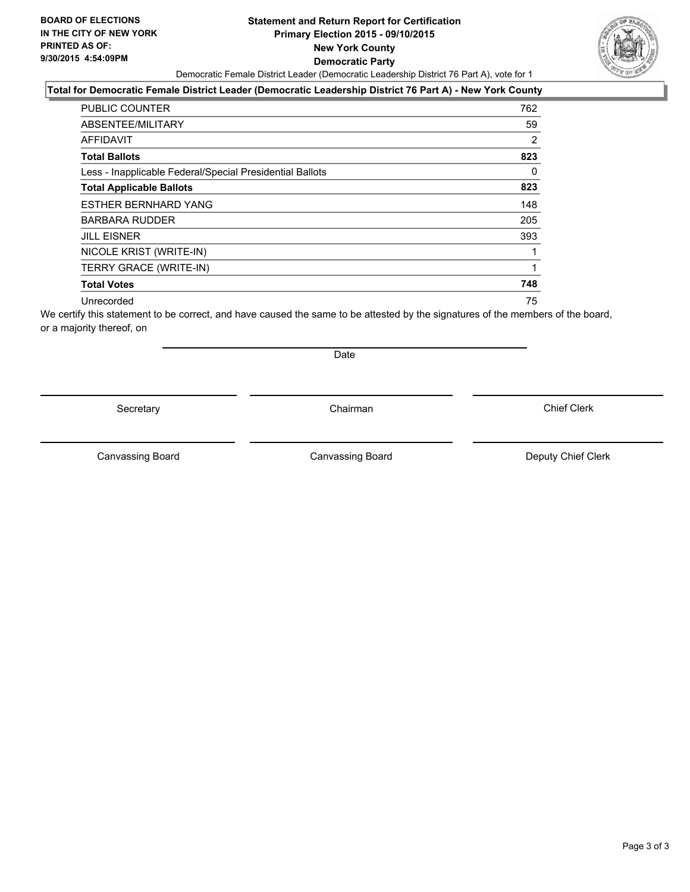**BOARD OF ELECTIONS IN THE CITY OF NEW YORK PRINTED AS OF: 9/30/2015 4:54:09PM**

**Statement and Return Report for Certification**
**Primary Election 2015 - 09/10/2015**
**New York County**
**Democratic Party**

Democratic Female District Leader (Democratic Leadership District 76 Part A), vote for 1

**Total for Democratic Female District Leader (Democratic Leadership District 76 Part A) - New York County**

| | |
|---|---|
| PUBLIC COUNTER | 762 |
| ABSENTEE/MILITARY | 59 |
| AFFIDAVIT | 2 |
| **Total Ballots** | **823** |
| Less - Inapplicable Federal/Special Presidential Ballots | 0 |
| **Total Applicable Ballots** | **823** |
| ESTHER BERNHARD YANG | 148 |
| BARBARA RUDDER | 205 |
| JILL EISNER | 393 |
| NICOLE KRIST (WRITE-IN) | 1 |
| TERRY GRACE (WRITE-IN) | 1 |
| **Total Votes** | **748** |
| Unrecorded | 75 |

We certify this statement to be correct, and have caused the same to be attested by the signatures of the members of the board, or a majority thereof, on

Date

Secretary    Chairman    Chief Clerk

Canvassing Board    Canvassing Board    Deputy Chief Clerk